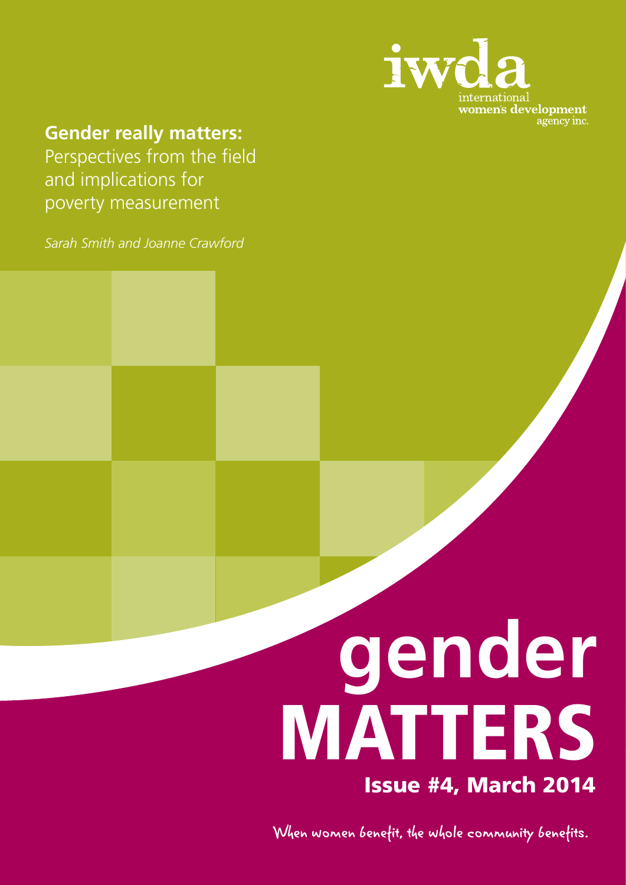iwda

international women's development agency inc.

**Gender really matters:**
Perspectives from the field and implications for poverty measurement

*Sarah Smith and Joanne Crawford*

# gender MATTERS

## Issue #4, March 2014

When women benefit, the whole community benefits.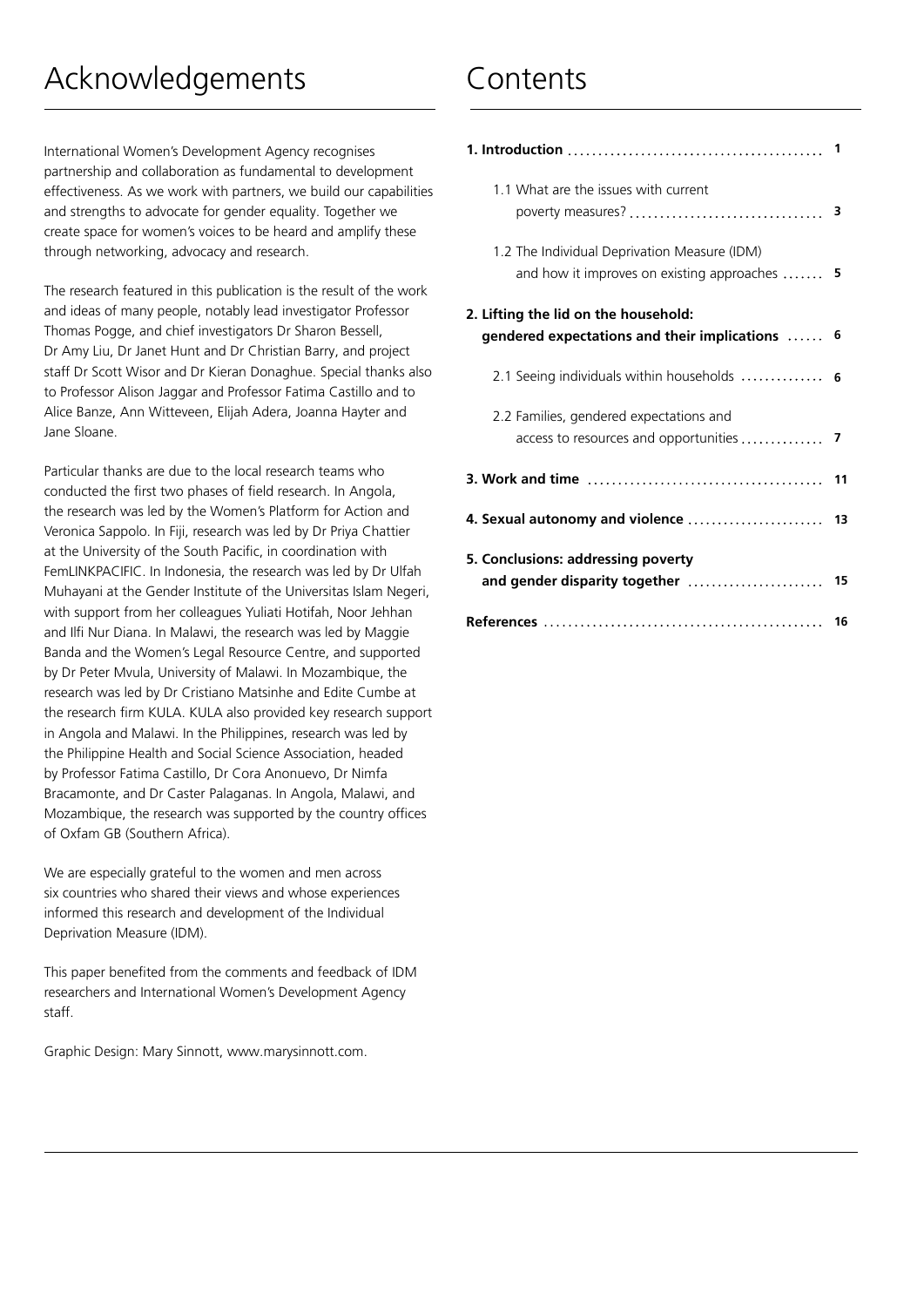# Acknowledgements

International Women's Development Agency recognises partnership and collaboration as fundamental to development effectiveness. As we work with partners, we build our capabilities and strengths to advocate for gender equality. Together we create space for women's voices to be heard and amplify these through networking, advocacy and research.

The research featured in this publication is the result of the work and ideas of many people, notably lead investigator Professor Thomas Pogge, and chief investigators Dr Sharon Bessell, Dr Amy Liu, Dr Janet Hunt and Dr Christian Barry, and project staff Dr Scott Wisor and Dr Kieran Donaghue. Special thanks also to Professor Alison Jaggar and Professor Fatima Castillo and to Alice Banze, Ann Witteveen, Elijah Adera, Joanna Hayter and Jane Sloane.

Particular thanks are due to the local research teams who conducted the first two phases of field research. In Angola, the research was led by the Women's Platform for Action and Veronica Sappolo. In Fiji, research was led by Dr Priya Chattier at the University of the South Pacific, in coordination with FemLINKPACIFIC. In Indonesia, the research was led by Dr Ulfah Muhayani at the Gender Institute of the Universitas Islam Negeri, with support from her colleagues Yuliati Hotifah, Noor Jehhan and Ilfi Nur Diana. In Malawi, the research was led by Maggie Banda and the Women's Legal Resource Centre, and supported by Dr Peter Mvula, University of Malawi. In Mozambique, the research was led by Dr Cristiano Matsinhe and Edite Cumbe at the research firm KULA. KULA also provided key research support in Angola and Malawi. In the Philippines, research was led by the Philippine Health and Social Science Association, headed by Professor Fatima Castillo, Dr Cora Anonuevo, Dr Nimfa Bracamonte, and Dr Caster Palaganas. In Angola, Malawi, and Mozambique, the research was supported by the country offices of Oxfam GB (Southern Africa).

We are especially grateful to the women and men across six countries who shared their views and whose experiences informed this research and development of the Individual Deprivation Measure (IDM).

This paper benefited from the comments and feedback of IDM researchers and International Women's Development Agency staff.

Graphic Design: Mary Sinnott, www.marysinnott.com.

# Contents

**1. Introduction** .......... **1**

- 1.1 What are the issues with current poverty measures? .......... **3**
- 1.2 The Individual Deprivation Measure (IDM) and how it improves on existing approaches .......... **5**

**2. Lifting the lid on the household: gendered expectations and their implications** .......... **6**

- 2.1 Seeing individuals within households .......... **6**
- 2.2 Families, gendered expectations and access to resources and opportunities .......... **7**

**3. Work and time** .......... **11**

**4. Sexual autonomy and violence** .......... **13**

**5. Conclusions: addressing poverty and gender disparity together** .......... **15**

**References** .......... **16**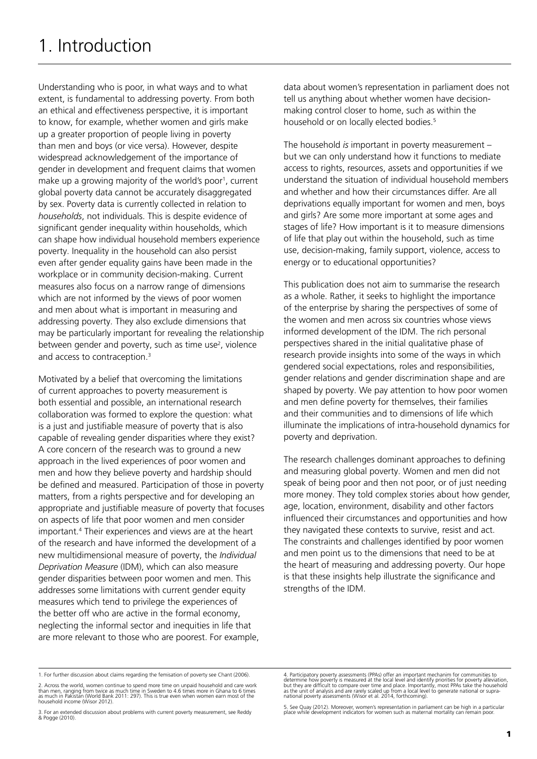# 1. Introduction

Understanding who is poor, in what ways and to what extent, is fundamental to addressing poverty. From both an ethical and effectiveness perspective, it is important to know, for example, whether women and girls make up a greater proportion of people living in poverty than men and boys (or vice versa). However, despite widespread acknowledgement of the importance of gender in development and frequent claims that women make up a growing majority of the world's poor[1], current global poverty data cannot be accurately disaggregated by sex. Poverty data is currently collected in relation to *households*, not individuals. This is despite evidence of significant gender inequality within households, which can shape how individual household members experience poverty. Inequality in the household can also persist even after gender equality gains have been made in the workplace or in community decision-making. Current measures also focus on a narrow range of dimensions which are not informed by the views of poor women and men about what is important in measuring and addressing poverty. They also exclude dimensions that may be particularly important for revealing the relationship between gender and poverty, such as time use[2], violence and access to contraception.[3]

Motivated by a belief that overcoming the limitations of current approaches to poverty measurement is both essential and possible, an international research collaboration was formed to explore the question: what is a just and justifiable measure of poverty that is also capable of revealing gender disparities where they exist? A core concern of the research was to ground a new approach in the lived experiences of poor women and men and how they believe poverty and hardship should be defined and measured. Participation of those in poverty matters, from a rights perspective and for developing an appropriate and justifiable measure of poverty that focuses on aspects of life that poor women and men consider important.[4] Their experiences and views are at the heart of the research and have informed the development of a new multidimensional measure of poverty, the *Individual Deprivation Measure* (IDM), which can also measure gender disparities between poor women and men. This addresses some limitations with current gender equity measures which tend to privilege the experiences of the better off who are active in the formal economy, neglecting the informal sector and inequities in life that are more relevant to those who are poorest. For example, data about women's representation in parliament does not tell us anything about whether women have decision-making control closer to home, such as within the household or on locally elected bodies.[5]

The household *is* important in poverty measurement – but we can only understand how it functions to mediate access to rights, resources, assets and opportunities if we understand the situation of individual household members and whether and how their circumstances differ. Are all deprivations equally important for women and men, boys and girls? Are some more important at some ages and stages of life? How important is it to measure dimensions of life that play out within the household, such as time use, decision-making, family support, violence, access to energy or to educational opportunities?

This publication does not aim to summarise the research as a whole. Rather, it seeks to highlight the importance of the enterprise by sharing the perspectives of some of the women and men across six countries whose views informed development of the IDM. The rich personal perspectives shared in the initial qualitative phase of research provide insights into some of the ways in which gendered social expectations, roles and responsibilities, gender relations and gender discrimination shape and are shaped by poverty. We pay attention to how poor women and men define poverty for themselves, their families and their communities and to dimensions of life which illuminate the implications of intra-household dynamics for poverty and deprivation.

The research challenges dominant approaches to defining and measuring global poverty. Women and men did not speak of being poor and then not poor, or of just needing more money. They told complex stories about how gender, age, location, environment, disability and other factors influenced their circumstances and opportunities and how they navigated these contexts to survive, resist and act. The constraints and challenges identified by poor women and men point us to the dimensions that need to be at the heart of measuring and addressing poverty. Our hope is that these insights help illustrate the significance and strengths of the IDM.

---

1. For further discussion about claims regarding the femisation of poverty see Chant (2006).

2. Across the world, women continue to spend more time on unpaid household and care work than men, ranging from twice as much time in Sweden to 4.6 times more in Ghana to 6 times as much in Pakistan (World Bank 2011: 297). This is true even when women earn most of the household income (Wisor 2012).

3. For an extended discussion about problems with current poverty measurement, see Reddy & Pogge (2010).

4. Participatory poverty assessments (PPAs) offer an important mechanim for communities to determine how poverty is measured at the local level and identify priorities for poverty alleviation, but they are difficult to compare over time and place. Importantly, most PPAs take the household as the unit of analysis and are rarely scaled up from a local level to generate national or supra-national poverty assessments (Wisor et al. 2014, forthcoming).

5. See Quay (2012). Moreover, women's representation in parliament can be high in a particular place while development indicators for women such as maternal mortality can remain poor.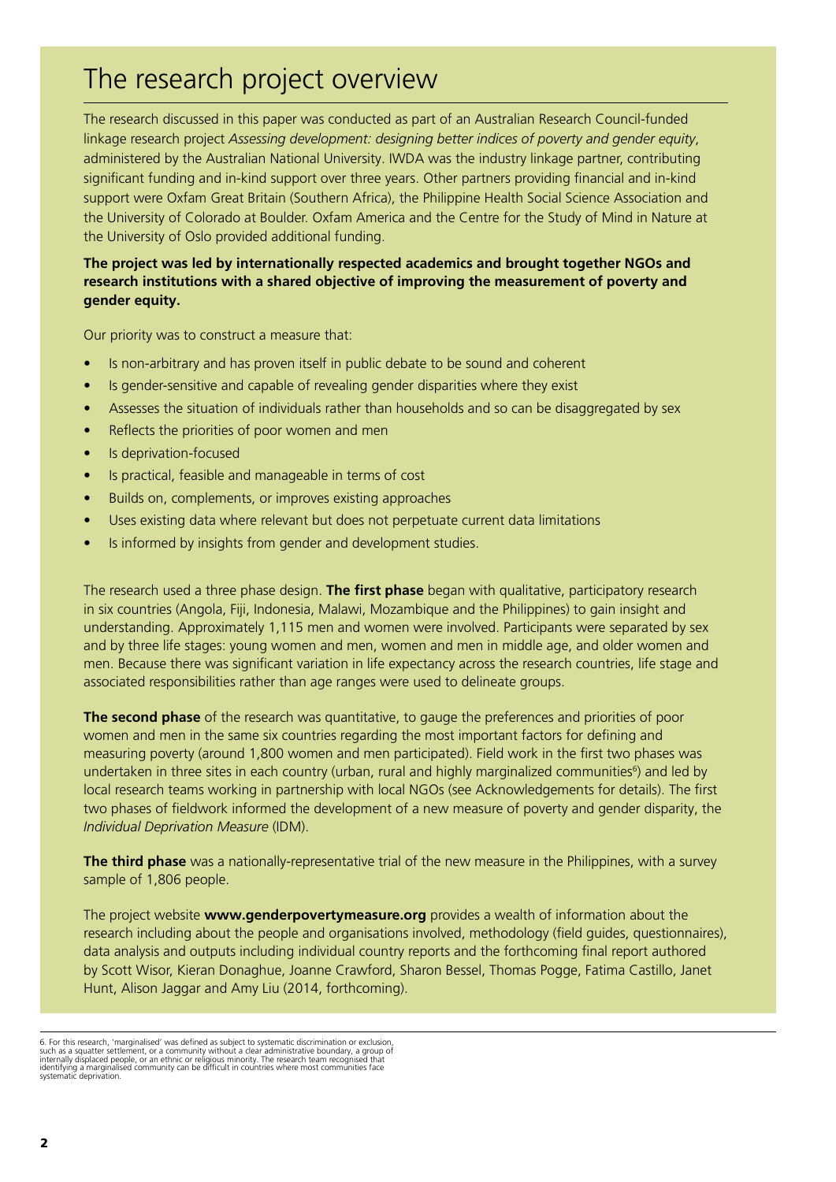# The research project overview

The research discussed in this paper was conducted as part of an Australian Research Council-funded linkage research project *Assessing development: designing better indices of poverty and gender equity*, administered by the Australian National University. IWDA was the industry linkage partner, contributing significant funding and in-kind support over three years. Other partners providing financial and in-kind support were Oxfam Great Britain (Southern Africa), the Philippine Health Social Science Association and the University of Colorado at Boulder. Oxfam America and the Centre for the Study of Mind in Nature at the University of Oslo provided additional funding.

**The project was led by internationally respected academics and brought together NGOs and research institutions with a shared objective of improving the measurement of poverty and gender equity.**

Our priority was to construct a measure that:

- Is non-arbitrary and has proven itself in public debate to be sound and coherent
- Is gender-sensitive and capable of revealing gender disparities where they exist
- Assesses the situation of individuals rather than households and so can be disaggregated by sex
- Reflects the priorities of poor women and men
- Is deprivation-focused
- Is practical, feasible and manageable in terms of cost
- Builds on, complements, or improves existing approaches
- Uses existing data where relevant but does not perpetuate current data limitations
- Is informed by insights from gender and development studies.

The research used a three phase design. **The first phase** began with qualitative, participatory research in six countries (Angola, Fiji, Indonesia, Malawi, Mozambique and the Philippines) to gain insight and understanding. Approximately 1,115 men and women were involved. Participants were separated by sex and by three life stages: young women and men, women and men in middle age, and older women and men. Because there was significant variation in life expectancy across the research countries, life stage and associated responsibilities rather than age ranges were used to delineate groups.

**The second phase** of the research was quantitative, to gauge the preferences and priorities of poor women and men in the same six countries regarding the most important factors for defining and measuring poverty (around 1,800 women and men participated). Field work in the first two phases was undertaken in three sites in each country (urban, rural and highly marginalized communities[6]) and led by local research teams working in partnership with local NGOs (see Acknowledgements for details). The first two phases of fieldwork informed the development of a new measure of poverty and gender disparity, the *Individual Deprivation Measure* (IDM).

**The third phase** was a nationally-representative trial of the new measure in the Philippines, with a survey sample of 1,806 people.

The project website **www.genderpovertymeasure.org** provides a wealth of information about the research including about the people and organisations involved, methodology (field guides, questionnaires), data analysis and outputs including individual country reports and the forthcoming final report authored by Scott Wisor, Kieran Donaghue, Joanne Crawford, Sharon Bessel, Thomas Pogge, Fatima Castillo, Janet Hunt, Alison Jaggar and Amy Liu (2014, forthcoming).

6. For this research, 'marginalised' was defined as subject to systematic discrimination or exclusion, such as a squatter settlement, or a community without a clear administrative boundary, a group of internally displaced people, or an ethnic or religious minority. The research team recognised that identifying a marginalised community can be difficult in countries where most communities face systematic deprivation.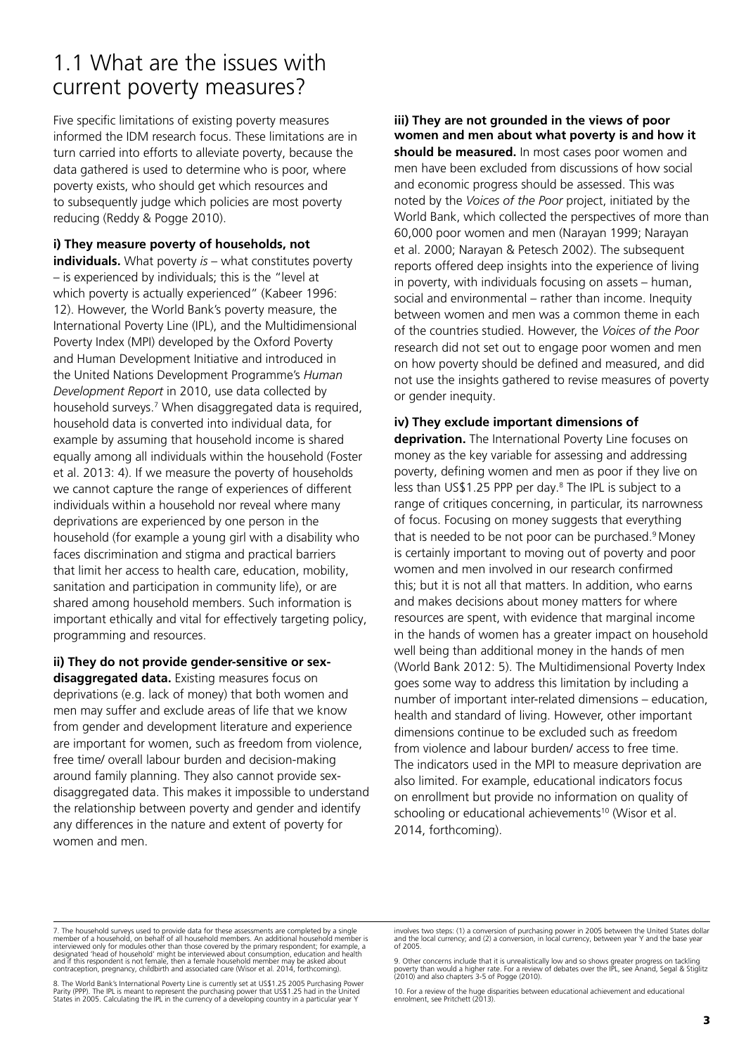## 1.1 What are the issues with current poverty measures?

Five specific limitations of existing poverty measures informed the IDM research focus. These limitations are in turn carried into efforts to alleviate poverty, because the data gathered is used to determine who is poor, where poverty exists, who should get which resources and to subsequently judge which policies are most poverty reducing (Reddy & Pogge 2010).

**i) They measure poverty of households, not individuals.** What poverty *is* – what constitutes poverty – is experienced by individuals; this is the "level at which poverty is actually experienced" (Kabeer 1996: 12). However, the World Bank's poverty measure, the International Poverty Line (IPL), and the Multidimensional Poverty Index (MPI) developed by the Oxford Poverty and Human Development Initiative and introduced in the United Nations Development Programme's *Human Development Report* in 2010, use data collected by household surveys.[7] When disaggregated data is required, household data is converted into individual data, for example by assuming that household income is shared equally among all individuals within the household (Foster et al. 2013: 4). If we measure the poverty of households we cannot capture the range of experiences of different individuals within a household nor reveal where many deprivations are experienced by one person in the household (for example a young girl with a disability who faces discrimination and stigma and practical barriers that limit her access to health care, education, mobility, sanitation and participation in community life), or are shared among household members. Such information is important ethically and vital for effectively targeting policy, programming and resources.

**ii) They do not provide gender-sensitive or sex-disaggregated data.** Existing measures focus on deprivations (e.g. lack of money) that both women and men may suffer and exclude areas of life that we know from gender and development literature and experience are important for women, such as freedom from violence, free time/ overall labour burden and decision-making around family planning. They also cannot provide sex-disaggregated data. This makes it impossible to understand the relationship between poverty and gender and identify any differences in the nature and extent of poverty for women and men.

**iii) They are not grounded in the views of poor women and men about what poverty is and how it should be measured.** In most cases poor women and men have been excluded from discussions of how social and economic progress should be assessed. This was noted by the *Voices of the Poor* project, initiated by the World Bank, which collected the perspectives of more than 60,000 poor women and men (Narayan 1999; Narayan et al. 2000; Narayan & Petesch 2002). The subsequent reports offered deep insights into the experience of living in poverty, with individuals focusing on assets – human, social and environmental – rather than income. Inequity between women and men was a common theme in each of the countries studied. However, the *Voices of the Poor* research did not set out to engage poor women and men on how poverty should be defined and measured, and did not use the insights gathered to revise measures of poverty or gender inequity.

**iv) They exclude important dimensions of deprivation.** The International Poverty Line focuses on money as the key variable for assessing and addressing poverty, defining women and men as poor if they live on less than US$1.25 PPP per day.[8] The IPL is subject to a range of critiques concerning, in particular, its narrowness of focus. Focusing on money suggests that everything that is needed to be not poor can be purchased.[9] Money is certainly important to moving out of poverty and poor women and men involved in our research confirmed this; but it is not all that matters. In addition, who earns and makes decisions about money matters for where resources are spent, with evidence that marginal income in the hands of women has a greater impact on household well being than additional money in the hands of men (World Bank 2012: 5). The Multidimensional Poverty Index goes some way to address this limitation by including a number of important inter-related dimensions – education, health and standard of living. However, other important dimensions continue to be excluded such as freedom from violence and labour burden/ access to free time. The indicators used in the MPI to measure deprivation are also limited. For example, educational indicators focus on enrollment but provide no information on quality of schooling or educational achievements[10] (Wisor et al. 2014, forthcoming).

---

7. The household surveys used to provide data for these assessments are completed by a single member of a household, on behalf of all household members. An additional household member is interviewed only for modules other than those covered by the primary respondent; for example, a designated 'head of household' might be interviewed about consumption, education and health and if this respondent is not female, then a female household member may be asked about contraception, pregnancy, childbirth and associated care (Wisor et al. 2014, forthcoming).

8. The World Bank's International Poverty Line is currently set at US$1.25 2005 Purchasing Power Parity (PPP). The IPL is meant to represent the purchasing power that US$1.25 had in the United States in 2005. Calculating the IPL in the currency of a developing country in a particular year Y involves two steps: (1) a conversion of purchasing power in 2005 between the United States dollar and the local currency; and (2) a conversion, in local currency, between year Y and the base year of 2005.

9. Other concerns include that it is unrealistically low and so shows greater progress on tackling poverty than would a higher rate. For a review of debates over the IPL, see Anand, Segal & Stiglitz (2010) and also chapters 3-5 of Pogge (2010).

10. For a review of the huge disparities between educational achievement and educational enrolment, see Pritchett (2013).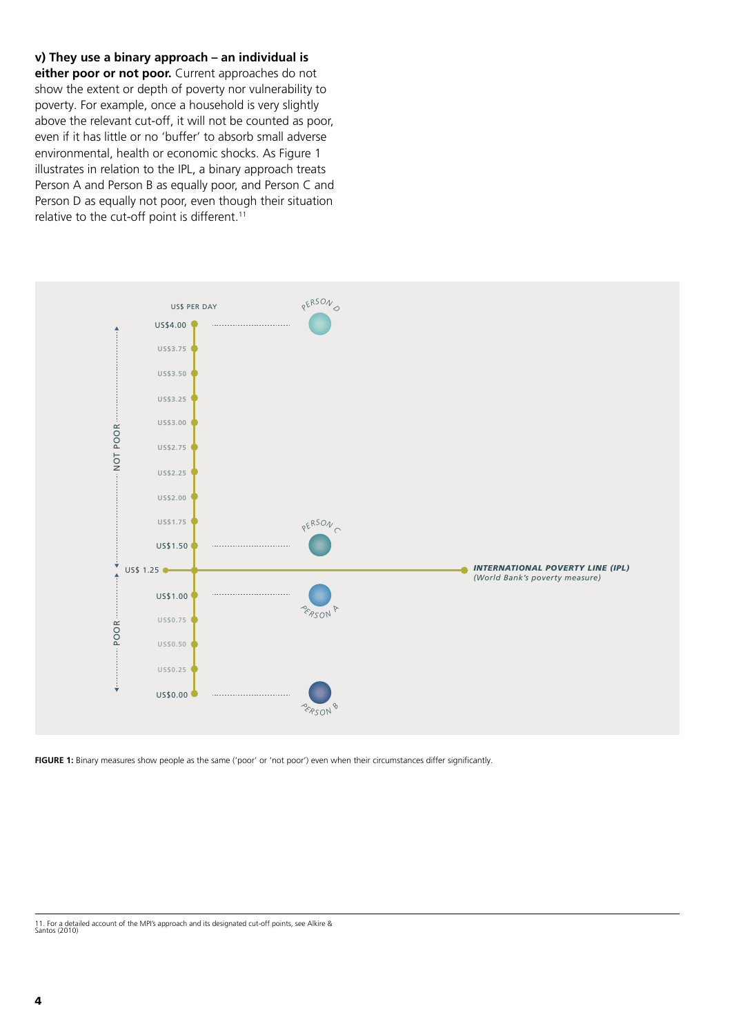**v) They use a binary approach – an individual is either poor or not poor.** Current approaches do not show the extent or depth of poverty nor vulnerability to poverty. For example, once a household is very slightly above the relevant cut-off, it will not be counted as poor, even if it has little or no 'buffer' to absorb small adverse environmental, health or economic shocks. As Figure 1 illustrates in relation to the IPL, a binary approach treats Person A and Person B as equally poor, and Person C and Person D as equally not poor, even though their situation relative to the cut-off point is different.[11]

US$ PER DAY

NOT POOR

- US$4.00 — PERSON D
- US$3.75
- US$3.50
- US$3.25
- US$3.00
- US$2.75
- US$2.25
- US$2.00
- US$1.75
- US$1.50 — PERSON C

US$ 1.25 — **INTERNATIONAL POVERTY LINE (IPL)** *(World Bank's poverty measure)*

POOR

- US$1.00 — PERSON A
- US$0.75
- US$0.50
- US$0.25
- US$0.00 — PERSON B

**FIGURE 1:** Binary measures show people as the same ('poor' or 'not poor') even when their circumstances differ significantly.

11. For a detailed account of the MPI's approach and its designated cut-off points, see Alkire & Santos (2010)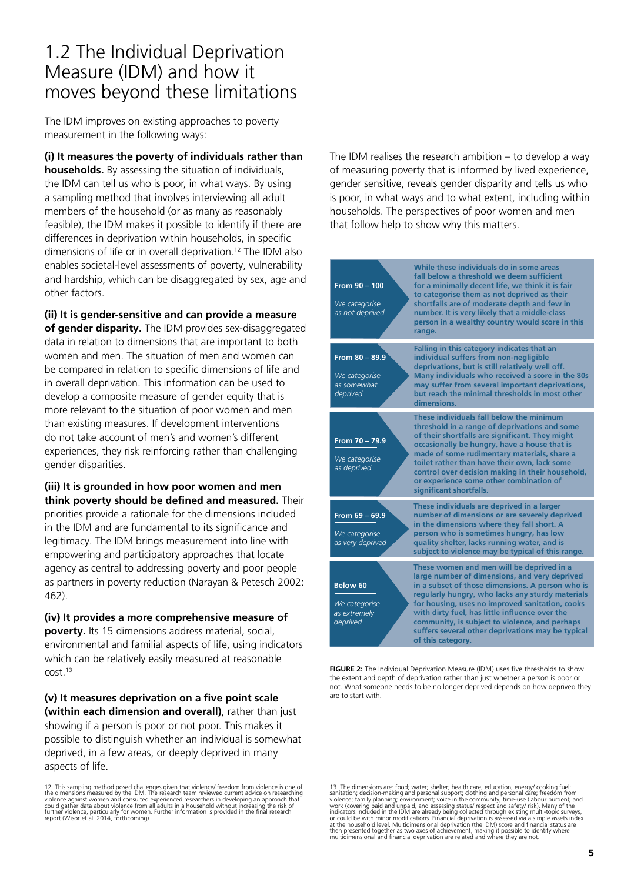## 1.2 The Individual Deprivation Measure (IDM) and how it moves beyond these limitations

The IDM improves on existing approaches to poverty measurement in the following ways:

**(i) It measures the poverty of individuals rather than households.** By assessing the situation of individuals, the IDM can tell us who is poor, in what ways. By using a sampling method that involves interviewing all adult members of the household (or as many as reasonably feasible), the IDM makes it possible to identify if there are differences in deprivation within households, in specific dimensions of life or in overall deprivation.[12] The IDM also enables societal-level assessments of poverty, vulnerability and hardship, which can be disaggregated by sex, age and other factors.

**(ii) It is gender-sensitive and can provide a measure of gender disparity.** The IDM provides sex-disaggregated data in relation to dimensions that are important to both women and men. The situation of men and women can be compared in relation to specific dimensions of life and in overall deprivation. This information can be used to develop a composite measure of gender equity that is more relevant to the situation of poor women and men than existing measures. If development interventions do not take account of men's and women's different experiences, they risk reinforcing rather than challenging gender disparities.

**(iii) It is grounded in how poor women and men think poverty should be defined and measured.** Their priorities provide a rationale for the dimensions included in the IDM and are fundamental to its significance and legitimacy. The IDM brings measurement into line with empowering and participatory approaches that locate agency as central to addressing poverty and poor people as partners in poverty reduction (Narayan & Petesch 2002: 462).

**(iv) It provides a more comprehensive measure of poverty.** Its 15 dimensions address material, social, environmental and familial aspects of life, using indicators which can be relatively easily measured at reasonable cost.[13]

**(v) It measures deprivation on a five point scale (within each dimension and overall)**, rather than just showing if a person is poor or not poor. This makes it possible to distinguish whether an individual is somewhat deprived, in a few areas, or deeply deprived in many aspects of life.

The IDM realises the research ambition – to develop a way of measuring poverty that is informed by lived experience, gender sensitive, reveals gender disparity and tells us who is poor, in what ways and to what extent, including within households. The perspectives of poor women and men that follow help to show why this matters.

| Range | Description |
|---|---|
| **From 90 – 100** *We categorise as not deprived* | **While these individuals do in some areas fall below a threshold we deem sufficient for a minimally decent life, we think it is fair to categorise them as not deprived as their shortfalls are of moderate depth and few in number. It is very likely that a middle-class person in a wealthy country would score in this range.** |
| **From 80 – 89.9** *We categorise as somewhat deprived* | **Falling in this category indicates that an individual suffers from non-negligible deprivations, but is still relatively well off. Many individuals who received a score in the 80s may suffer from several important deprivations, but reach the minimal thresholds in most other dimensions.** |
| **From 70 – 79.9** *We categorise as deprived* | **These individuals fall below the minimum threshold in a range of deprivations and some of their shortfalls are significant. They might occasionally be hungry, have a house that is made of some rudimentary materials, share a toilet rather than have their own, lack some control over decision making in their household, or experience some other combination of significant shortfalls.** |
| **From 69 – 69.9** *We categorise as very deprived* | **These individuals are deprived in a larger number of dimensions or are severely deprived in the dimensions where they fall short. A person who is sometimes hungry, has low quality shelter, lacks running water, and is subject to violence may be typical of this range.** |
| **Below 60** *We categorise as extremely deprived* | **These women and men will be deprived in a large number of dimensions, and very deprived in a subset of those dimensions. A person who is regularly hungry, who lacks any sturdy materials for housing, uses no improved sanitation, cooks with dirty fuel, has little influence over the community, is subject to violence, and perhaps suffers several other deprivations may be typical of this category.** |

**FIGURE 2:** The Individual Deprivation Measure (IDM) uses five thresholds to show the extent and depth of deprivation rather than just whether a person is poor or not. What someone needs to be no longer deprived depends on how deprived they are to start with.

12. This sampling method posed challenges given that violence/ freedom from violence is one of the dimensions measured by the IDM. The research team reviewed current advice on researching violence against women and consulted experienced researchers in developing an approach that could gather data about violence from all adults in a household without increasing the risk of further violence, particularly for women. Further information is provided in the final research report (Wisor et al. 2014, forthcoming).

13. The dimensions are: food; water; shelter; health care; education; energy/ cooking fuel; sanitation; decision-making and personal support; clothing and personal care; freedom from violence; family planning; environment; voice in the community; time-use (labour burden); and work (covering paid and unpaid, and assessing status/ respect and safety/ risk). Many of the indicators included in the IDM are already being collected through existing multi-topic surveys, or could be with minor modifications. Financial deprivation is assessed via a simple assets index at the household level. Multidimensional deprivation (the IDM) score and financial status are then presented together as two axes of achievement, making it possible to identify where multidimensional and financial deprivation are related and where they are not.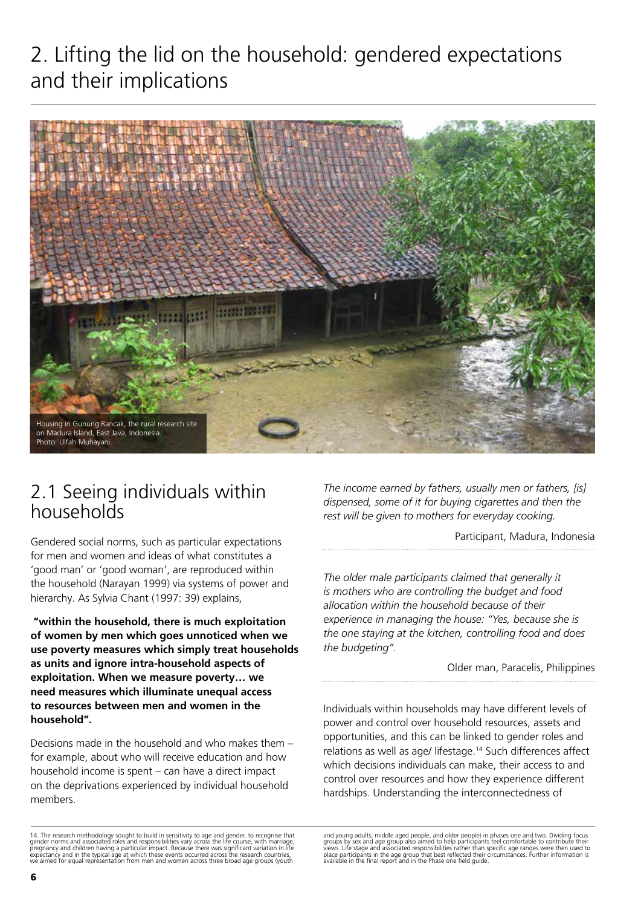# 2. Lifting the lid on the household: gendered expectations and their implications

Housing in Gunung Rancak, the rural research site on Madura Island, East Java, Indonesia. Photo: Ulfah Muhayani.

## 2.1 Seeing individuals within households

Gendered social norms, such as particular expectations for men and women and ideas of what constitutes a 'good man' or 'good woman', are reproduced within the household (Narayan 1999) via systems of power and hierarchy. As Sylvia Chant (1997: 39) explains,

**"within the household, there is much exploitation of women by men which goes unnoticed when we use poverty measures which simply treat households as units and ignore intra-household aspects of exploitation. When we measure poverty… we need measures which illuminate unequal access to resources between men and women in the household".**

Decisions made in the household and who makes them – for example, about who will receive education and how household income is spent – can have a direct impact on the deprivations experienced by individual household members.

*The income earned by fathers, usually men or fathers, [is] dispensed, some of it for buying cigarettes and then the rest will be given to mothers for everyday cooking.*

Participant, Madura, Indonesia

*The older male participants claimed that generally it is mothers who are controlling the budget and food allocation within the household because of their experience in managing the house: "Yes, because she is the one staying at the kitchen, controlling food and does the budgeting".*

Older man, Paracelis, Philippines

Individuals within households may have different levels of power and control over household resources, assets and opportunities, and this can be linked to gender roles and relations as well as age/ lifestage.[14] Such differences affect which decisions individuals can make, their access to and control over resources and how they experience different hardships. Understanding the interconnectedness of

14. The research methodology sought to build in sensitivity to age and gender, to recognise that gender norms and associated roles and responsibilities vary across the life course, with marriage, pregnancy and children having a particular impact. Because there was significant variation in life expectancy and in the typical age at which these events occurred across the research countries, we aimed for equal representation from men and women across three broad age groups (youth and young adults, middle aged people, and older people) in phases one and two. Dividing focus groups by sex and age group also aimed to help participants feel comfortable to contribute their views. Life stage and associated responsibilities rather than specific age ranges were then used to place participants in the age group that best reflected their circumstances. Further information is available in the final report and in the Phase one field guide.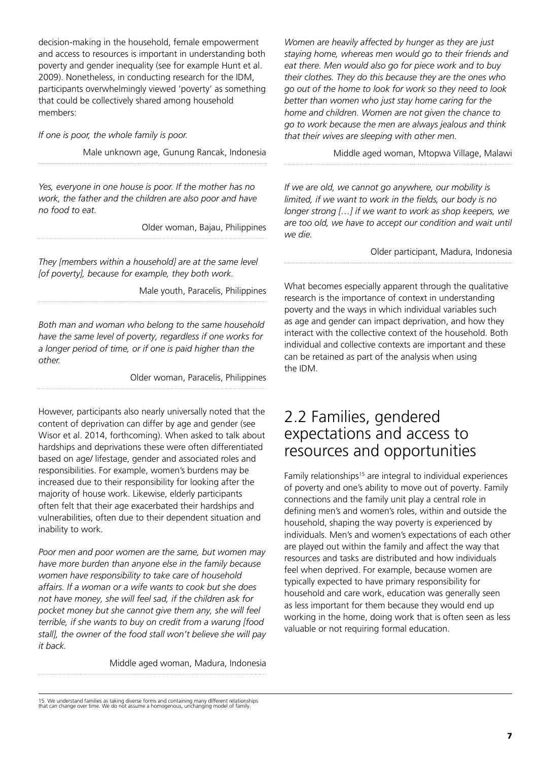decision-making in the household, female empowerment and access to resources is important in understanding both poverty and gender inequality (see for example Hunt et al. 2009). Nonetheless, in conducting research for the IDM, participants overwhelmingly viewed 'poverty' as something that could be collectively shared among household members:

*If one is poor, the whole family is poor.*

Male unknown age, Gunung Rancak, Indonesia

*Yes, everyone in one house is poor. If the mother has no work, the father and the children are also poor and have no food to eat.*

Older woman, Bajau, Philippines

*They [members within a household] are at the same level [of poverty], because for example, they both work.*

Male youth, Paracelis, Philippines

*Both man and woman who belong to the same household have the same level of poverty, regardless if one works for a longer period of time, or if one is paid higher than the other.*

Older woman, Paracelis, Philippines

However, participants also nearly universally noted that the content of deprivation can differ by age and gender (see Wisor et al. 2014, forthcoming). When asked to talk about hardships and deprivations these were often differentiated based on age/ lifestage, gender and associated roles and responsibilities. For example, women's burdens may be increased due to their responsibility for looking after the majority of house work. Likewise, elderly participants often felt that their age exacerbated their hardships and vulnerabilities, often due to their dependent situation and inability to work.

*Poor men and poor women are the same, but women may have more burden than anyone else in the family because women have responsibility to take care of household affairs. If a woman or a wife wants to cook but she does not have money, she will feel sad, if the children ask for pocket money but she cannot give them any, she will feel terrible, if she wants to buy on credit from a warung [food stall], the owner of the food stall won't believe she will pay it back.*

Middle aged woman, Madura, Indonesia

*Women are heavily affected by hunger as they are just staying home, whereas men would go to their friends and eat there. Men would also go for piece work and to buy their clothes. They do this because they are the ones who go out of the home to look for work so they need to look better than women who just stay home caring for the home and children. Women are not given the chance to go to work because the men are always jealous and think that their wives are sleeping with other men.*

Middle aged woman, Mtopwa Village, Malawi

*If we are old, we cannot go anywhere, our mobility is limited, if we want to work in the fields, our body is no longer strong […] if we want to work as shop keepers, we are too old, we have to accept our condition and wait until we die.*

Older participant, Madura, Indonesia

What becomes especially apparent through the qualitative research is the importance of context in understanding poverty and the ways in which individual variables such as age and gender can impact deprivation, and how they interact with the collective context of the household. Both individual and collective contexts are important and these can be retained as part of the analysis when using the IDM.

## 2.2 Families, gendered expectations and access to resources and opportunities

Family relationships[15] are integral to individual experiences of poverty and one's ability to move out of poverty. Family connections and the family unit play a central role in defining men's and women's roles, within and outside the household, shaping the way poverty is experienced by individuals. Men's and women's expectations of each other are played out within the family and affect the way that resources and tasks are distributed and how individuals feel when deprived. For example, because women are typically expected to have primary responsibility for household and care work, education was generally seen as less important for them because they would end up working in the home, doing work that is often seen as less valuable or not requiring formal education.

15. We understand families as taking diverse forms and containing many different relationships that can change over time. We do not assume a homogenous, unchanging model of family.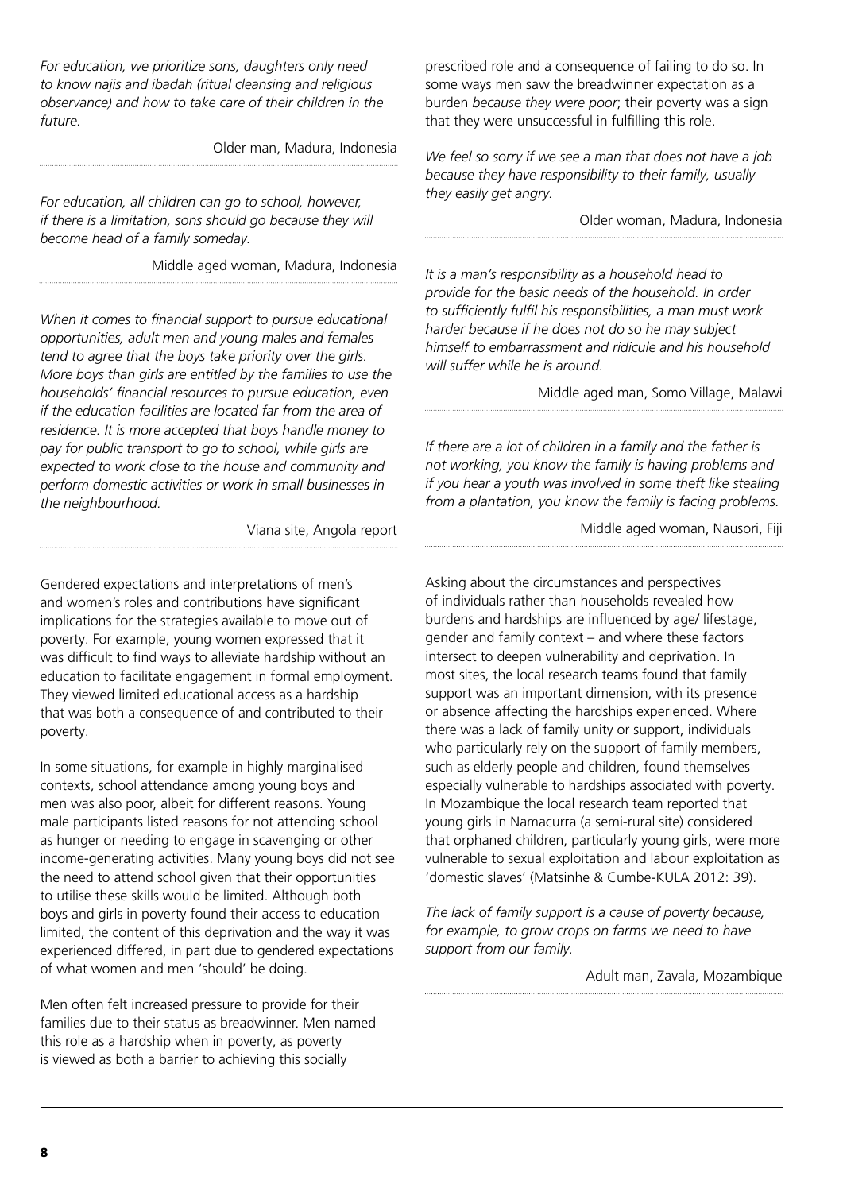*For education, we prioritize sons, daughters only need to know najis and ibadah (ritual cleansing and religious observance) and how to take care of their children in the future.*

Older man, Madura, Indonesia

*For education, all children can go to school, however, if there is a limitation, sons should go because they will become head of a family someday.*

Middle aged woman, Madura, Indonesia

*When it comes to financial support to pursue educational opportunities, adult men and young males and females tend to agree that the boys take priority over the girls. More boys than girls are entitled by the families to use the households' financial resources to pursue education, even if the education facilities are located far from the area of residence. It is more accepted that boys handle money to pay for public transport to go to school, while girls are expected to work close to the house and community and perform domestic activities or work in small businesses in the neighbourhood.*

Viana site, Angola report

Gendered expectations and interpretations of men's and women's roles and contributions have significant implications for the strategies available to move out of poverty. For example, young women expressed that it was difficult to find ways to alleviate hardship without an education to facilitate engagement in formal employment. They viewed limited educational access as a hardship that was both a consequence of and contributed to their poverty.

In some situations, for example in highly marginalised contexts, school attendance among young boys and men was also poor, albeit for different reasons. Young male participants listed reasons for not attending school as hunger or needing to engage in scavenging or other income-generating activities. Many young boys did not see the need to attend school given that their opportunities to utilise these skills would be limited. Although both boys and girls in poverty found their access to education limited, the content of this deprivation and the way it was experienced differed, in part due to gendered expectations of what women and men 'should' be doing.

Men often felt increased pressure to provide for their families due to their status as breadwinner. Men named this role as a hardship when in poverty, as poverty is viewed as both a barrier to achieving this socially prescribed role and a consequence of failing to do so. In some ways men saw the breadwinner expectation as a burden *because they were poor*; their poverty was a sign that they were unsuccessful in fulfilling this role.

*We feel so sorry if we see a man that does not have a job because they have responsibility to their family, usually they easily get angry.*

Older woman, Madura, Indonesia

*It is a man's responsibility as a household head to provide for the basic needs of the household. In order to sufficiently fulfil his responsibilities, a man must work harder because if he does not do so he may subject himself to embarrassment and ridicule and his household will suffer while he is around.*

Middle aged man, Somo Village, Malawi

*If there are a lot of children in a family and the father is not working, you know the family is having problems and if you hear a youth was involved in some theft like stealing from a plantation, you know the family is facing problems.*

Middle aged woman, Nausori, Fiji

Asking about the circumstances and perspectives of individuals rather than households revealed how burdens and hardships are influenced by age/ lifestage, gender and family context – and where these factors intersect to deepen vulnerability and deprivation. In most sites, the local research teams found that family support was an important dimension, with its presence or absence affecting the hardships experienced. Where there was a lack of family unity or support, individuals who particularly rely on the support of family members, such as elderly people and children, found themselves especially vulnerable to hardships associated with poverty. In Mozambique the local research team reported that young girls in Namacurra (a semi-rural site) considered that orphaned children, particularly young girls, were more vulnerable to sexual exploitation and labour exploitation as 'domestic slaves' (Matsinhe & Cumbe-KULA 2012: 39).

*The lack of family support is a cause of poverty because, for example, to grow crops on farms we need to have support from our family.*

Adult man, Zavala, Mozambique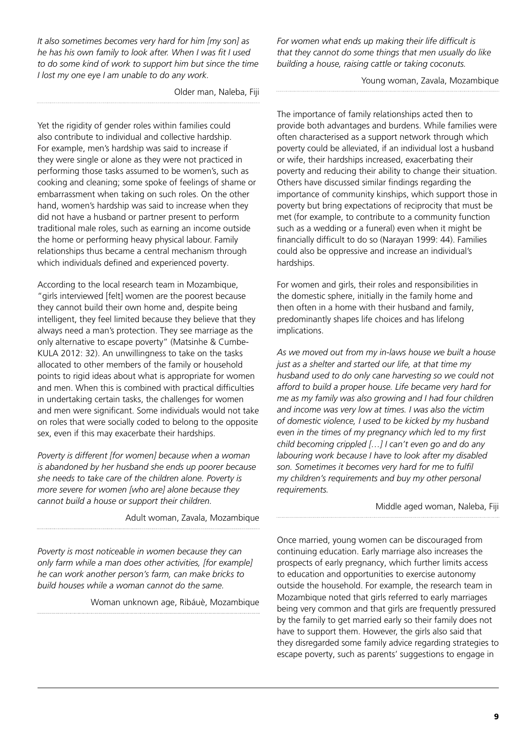*It also sometimes becomes very hard for him [my son] as he has his own family to look after. When I was fit I used to do some kind of work to support him but since the time I lost my one eye I am unable to do any work.*

Older man, Naleba, Fiji

Yet the rigidity of gender roles within families could also contribute to individual and collective hardship. For example, men's hardship was said to increase if they were single or alone as they were not practiced in performing those tasks assumed to be women's, such as cooking and cleaning; some spoke of feelings of shame or embarrassment when taking on such roles. On the other hand, women's hardship was said to increase when they did not have a husband or partner present to perform traditional male roles, such as earning an income outside the home or performing heavy physical labour. Family relationships thus became a central mechanism through which individuals defined and experienced poverty.

According to the local research team in Mozambique, "girls interviewed [felt] women are the poorest because they cannot build their own home and, despite being intelligent, they feel limited because they believe that they always need a man's protection. They see marriage as the only alternative to escape poverty" (Matsinhe & Cumbe-KULA 2012: 32). An unwillingness to take on the tasks allocated to other members of the family or household points to rigid ideas about what is appropriate for women and men. When this is combined with practical difficulties in undertaking certain tasks, the challenges for women and men were significant. Some individuals would not take on roles that were socially coded to belong to the opposite sex, even if this may exacerbate their hardships.

*Poverty is different [for women] because when a woman is abandoned by her husband she ends up poorer because she needs to take care of the children alone. Poverty is more severe for women [who are] alone because they cannot build a house or support their children.*

Adult woman, Zavala, Mozambique

*Poverty is most noticeable in women because they can only farm while a man does other activities, [for example] he can work another person's farm, can make bricks to build houses while a woman cannot do the same.*

Woman unknown age, Ribáuè, Mozambique

*For women what ends up making their life difficult is that they cannot do some things that men usually do like building a house, raising cattle or taking coconuts.*

Young woman, Zavala, Mozambique

The importance of family relationships acted then to provide both advantages and burdens. While families were often characterised as a support network through which poverty could be alleviated, if an individual lost a husband or wife, their hardships increased, exacerbating their poverty and reducing their ability to change their situation. Others have discussed similar findings regarding the importance of community kinships, which support those in poverty but bring expectations of reciprocity that must be met (for example, to contribute to a community function such as a wedding or a funeral) even when it might be financially difficult to do so (Narayan 1999: 44). Families could also be oppressive and increase an individual's hardships.

For women and girls, their roles and responsibilities in the domestic sphere, initially in the family home and then often in a home with their husband and family, predominantly shapes life choices and has lifelong implications.

*As we moved out from my in-laws house we built a house just as a shelter and started our life, at that time my husband used to do only cane harvesting so we could not afford to build a proper house. Life became very hard for me as my family was also growing and I had four children and income was very low at times. I was also the victim of domestic violence, I used to be kicked by my husband even in the times of my pregnancy which led to my first child becoming crippled […] I can't even go and do any labouring work because I have to look after my disabled son. Sometimes it becomes very hard for me to fulfil my children's requirements and buy my other personal requirements.*

Middle aged woman, Naleba, Fiji

Once married, young women can be discouraged from continuing education. Early marriage also increases the prospects of early pregnancy, which further limits access to education and opportunities to exercise autonomy outside the household. For example, the research team in Mozambique noted that girls referred to early marriages being very common and that girls are frequently pressured by the family to get married early so their family does not have to support them. However, the girls also said that they disregarded some family advice regarding strategies to escape poverty, such as parents' suggestions to engage in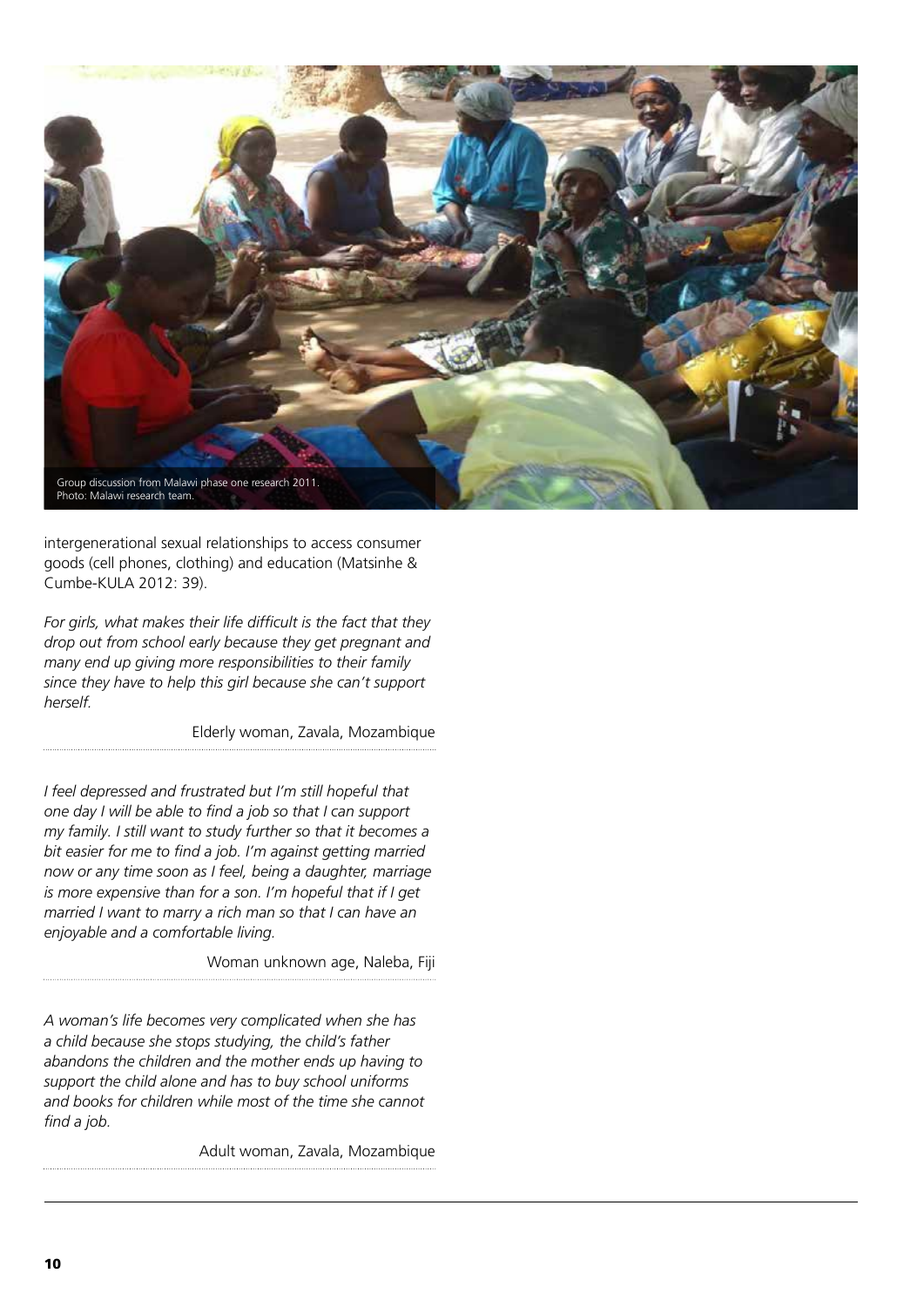Group discussion from Malawi phase one research 2011.
Photo: Malawi research team.

intergenerational sexual relationships to access consumer goods (cell phones, clothing) and education (Matsinhe & Cumbe-KULA 2012: 39).

*For girls, what makes their life difficult is the fact that they drop out from school early because they get pregnant and many end up giving more responsibilities to their family since they have to help this girl because she can't support herself.*

Elderly woman, Zavala, Mozambique

*I feel depressed and frustrated but I'm still hopeful that one day I will be able to find a job so that I can support my family. I still want to study further so that it becomes a bit easier for me to find a job. I'm against getting married now or any time soon as I feel, being a daughter, marriage is more expensive than for a son. I'm hopeful that if I get married I want to marry a rich man so that I can have an enjoyable and a comfortable living.*

Woman unknown age, Naleba, Fiji

*A woman's life becomes very complicated when she has a child because she stops studying, the child's father abandons the children and the mother ends up having to support the child alone and has to buy school uniforms and books for children while most of the time she cannot find a job.*

Adult woman, Zavala, Mozambique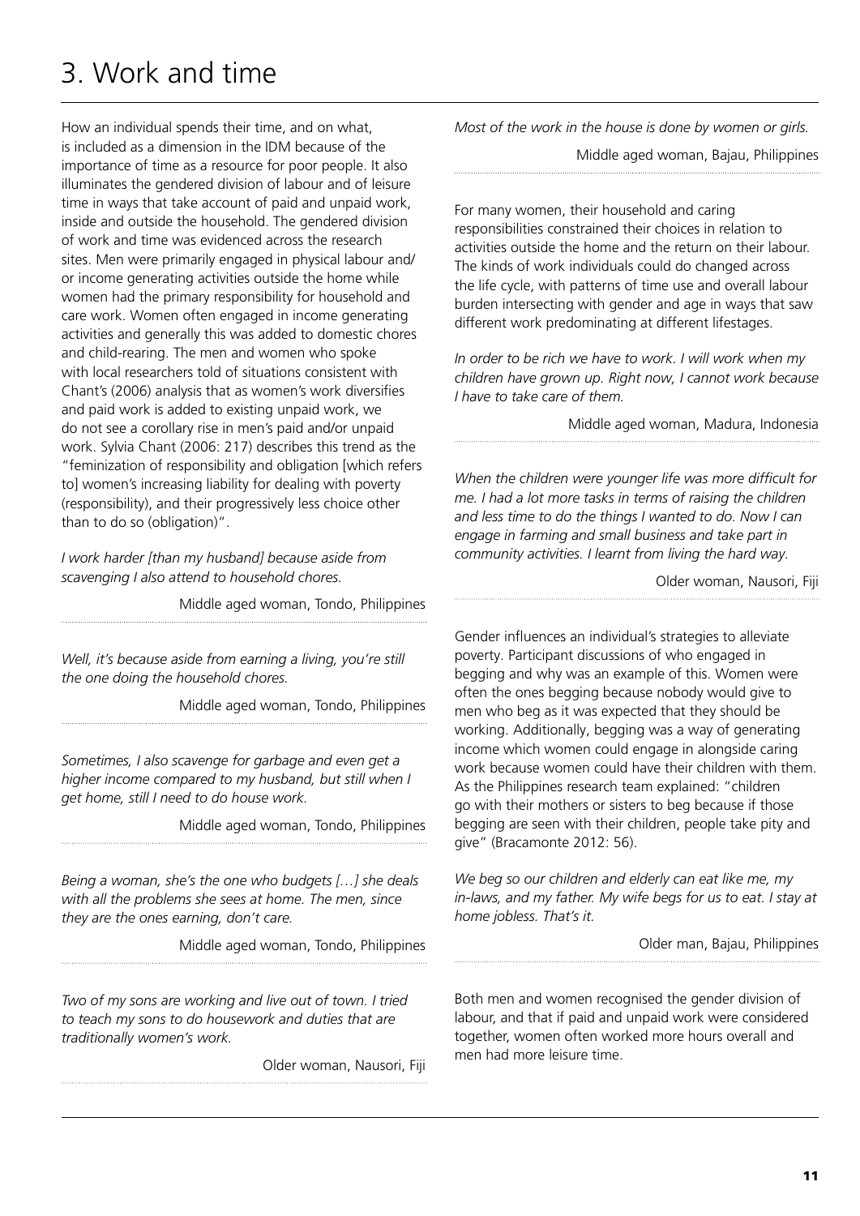# 3. Work and time

How an individual spends their time, and on what, is included as a dimension in the IDM because of the importance of time as a resource for poor people. It also illuminates the gendered division of labour and of leisure time in ways that take account of paid and unpaid work, inside and outside the household. The gendered division of work and time was evidenced across the research sites. Men were primarily engaged in physical labour and/or income generating activities outside the home while women had the primary responsibility for household and care work. Women often engaged in income generating activities and generally this was added to domestic chores and child-rearing. The men and women who spoke with local researchers told of situations consistent with Chant's (2006) analysis that as women's work diversifies and paid work is added to existing unpaid work, we do not see a corollary rise in men's paid and/or unpaid work. Sylvia Chant (2006: 217) describes this trend as the "feminization of responsibility and obligation [which refers to] women's increasing liability for dealing with poverty (responsibility), and their progressively less choice other than to do so (obligation)".

*I work harder [than my husband] because aside from scavenging I also attend to household chores.*

Middle aged woman, Tondo, Philippines

*Well, it's because aside from earning a living, you're still the one doing the household chores.*

Middle aged woman, Tondo, Philippines

*Sometimes, I also scavenge for garbage and even get a higher income compared to my husband, but still when I get home, still I need to do house work.*

Middle aged woman, Tondo, Philippines

*Being a woman, she's the one who budgets […] she deals with all the problems she sees at home. The men, since they are the ones earning, don't care.*

Middle aged woman, Tondo, Philippines

*Two of my sons are working and live out of town. I tried to teach my sons to do housework and duties that are traditionally women's work.*

Older woman, Nausori, Fiji

*Most of the work in the house is done by women or girls.*

Middle aged woman, Bajau, Philippines

For many women, their household and caring responsibilities constrained their choices in relation to activities outside the home and the return on their labour. The kinds of work individuals could do changed across the life cycle, with patterns of time use and overall labour burden intersecting with gender and age in ways that saw different work predominating at different lifestages.

*In order to be rich we have to work. I will work when my children have grown up. Right now, I cannot work because I have to take care of them.*

Middle aged woman, Madura, Indonesia

*When the children were younger life was more difficult for me. I had a lot more tasks in terms of raising the children and less time to do the things I wanted to do. Now I can engage in farming and small business and take part in community activities. I learnt from living the hard way.*

Older woman, Nausori, Fiji

Gender influences an individual's strategies to alleviate poverty. Participant discussions of who engaged in begging and why was an example of this. Women were often the ones begging because nobody would give to men who beg as it was expected that they should be working. Additionally, begging was a way of generating income which women could engage in alongside caring work because women could have their children with them. As the Philippines research team explained: "children go with their mothers or sisters to beg because if those begging are seen with their children, people take pity and give" (Bracamonte 2012: 56).

*We beg so our children and elderly can eat like me, my in-laws, and my father. My wife begs for us to eat. I stay at home jobless. That's it.*

Older man, Bajau, Philippines

Both men and women recognised the gender division of labour, and that if paid and unpaid work were considered together, women often worked more hours overall and men had more leisure time.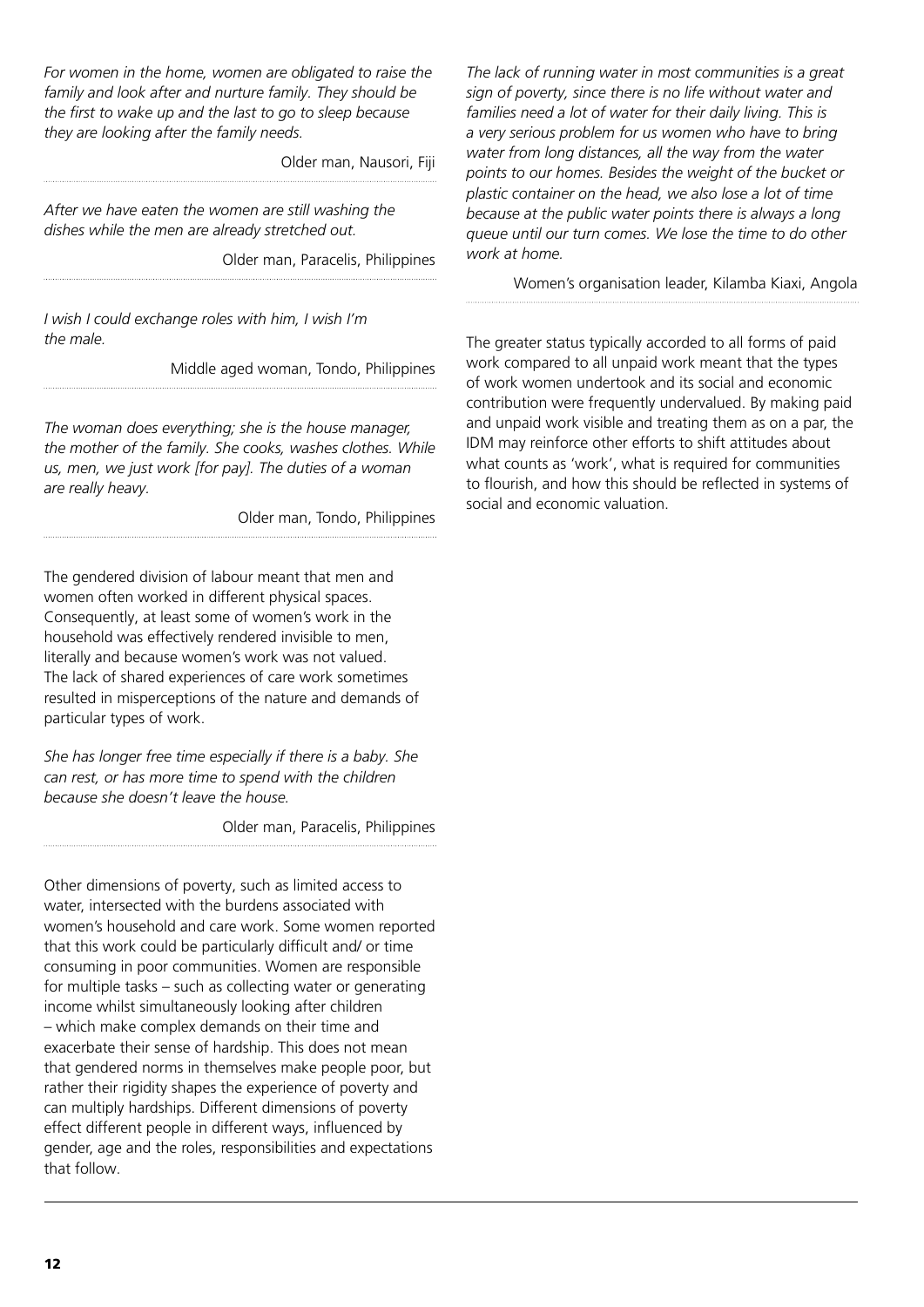*For women in the home, women are obligated to raise the family and look after and nurture family. They should be the first to wake up and the last to go to sleep because they are looking after the family needs.*

Older man, Nausori, Fiji

*After we have eaten the women are still washing the dishes while the men are already stretched out.*

Older man, Paracelis, Philippines

*I wish I could exchange roles with him, I wish I'm the male.*

Middle aged woman, Tondo, Philippines

*The woman does everything; she is the house manager, the mother of the family. She cooks, washes clothes. While us, men, we just work [for pay]. The duties of a woman are really heavy.*

Older man, Tondo, Philippines

The gendered division of labour meant that men and women often worked in different physical spaces. Consequently, at least some of women's work in the household was effectively rendered invisible to men, literally and because women's work was not valued. The lack of shared experiences of care work sometimes resulted in misperceptions of the nature and demands of particular types of work.

*She has longer free time especially if there is a baby. She can rest, or has more time to spend with the children because she doesn't leave the house.*

Older man, Paracelis, Philippines

Other dimensions of poverty, such as limited access to water, intersected with the burdens associated with women's household and care work. Some women reported that this work could be particularly difficult and/ or time consuming in poor communities. Women are responsible for multiple tasks – such as collecting water or generating income whilst simultaneously looking after children – which make complex demands on their time and exacerbate their sense of hardship. This does not mean that gendered norms in themselves make people poor, but rather their rigidity shapes the experience of poverty and can multiply hardships. Different dimensions of poverty effect different people in different ways, influenced by gender, age and the roles, responsibilities and expectations that follow.

*The lack of running water in most communities is a great sign of poverty, since there is no life without water and families need a lot of water for their daily living. This is a very serious problem for us women who have to bring water from long distances, all the way from the water points to our homes. Besides the weight of the bucket or plastic container on the head, we also lose a lot of time because at the public water points there is always a long queue until our turn comes. We lose the time to do other work at home.*

Women's organisation leader, Kilamba Kiaxi, Angola

The greater status typically accorded to all forms of paid work compared to all unpaid work meant that the types of work women undertook and its social and economic contribution were frequently undervalued. By making paid and unpaid work visible and treating them as on a par, the IDM may reinforce other efforts to shift attitudes about what counts as 'work', what is required for communities to flourish, and how this should be reflected in systems of social and economic valuation.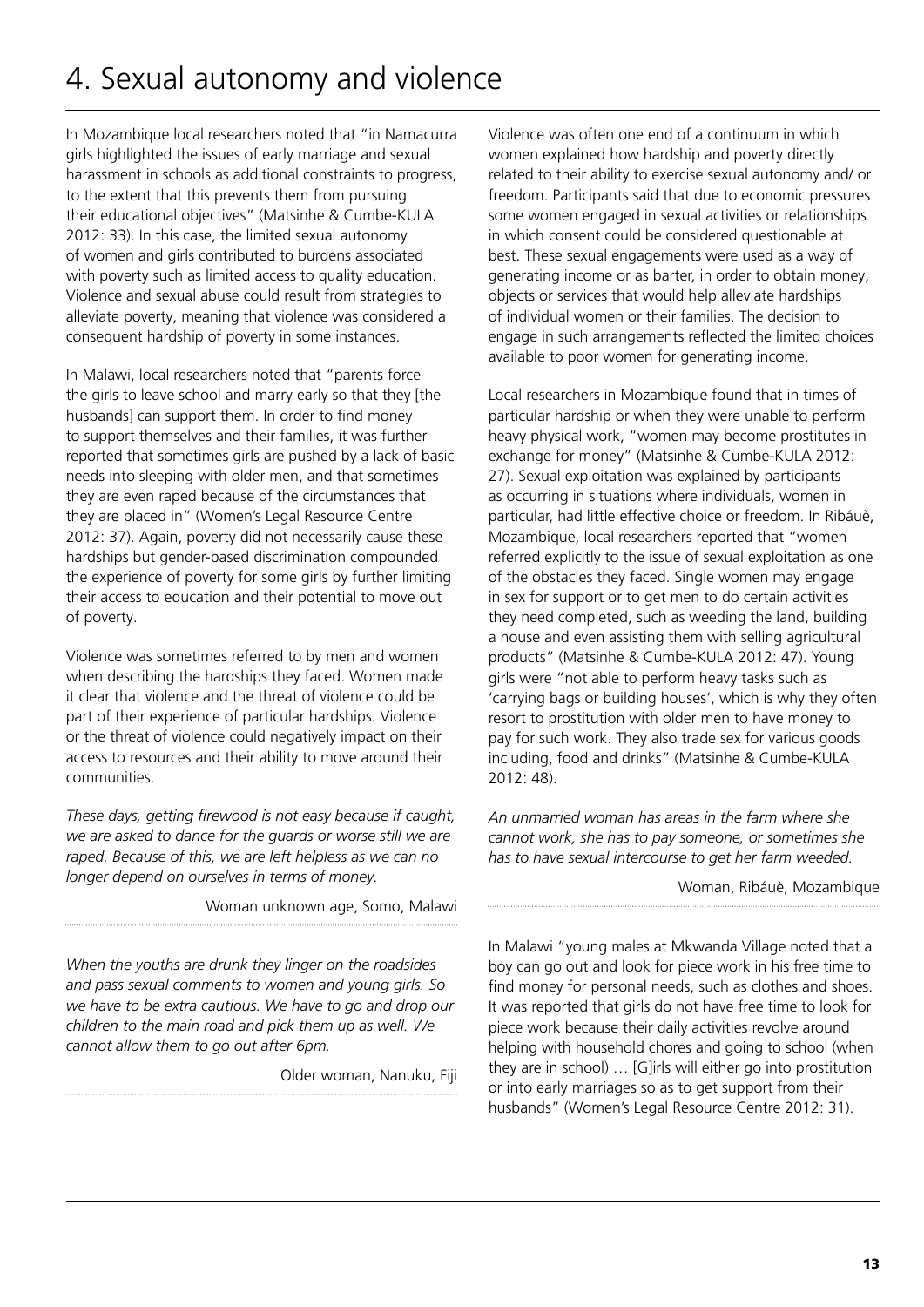# 4. Sexual autonomy and violence

In Mozambique local researchers noted that "in Namacurra girls highlighted the issues of early marriage and sexual harassment in schools as additional constraints to progress, to the extent that this prevents them from pursuing their educational objectives" (Matsinhe & Cumbe-KULA 2012: 33). In this case, the limited sexual autonomy of women and girls contributed to burdens associated with poverty such as limited access to quality education. Violence and sexual abuse could result from strategies to alleviate poverty, meaning that violence was considered a consequent hardship of poverty in some instances.

In Malawi, local researchers noted that "parents force the girls to leave school and marry early so that they [the husbands] can support them. In order to find money to support themselves and their families, it was further reported that sometimes girls are pushed by a lack of basic needs into sleeping with older men, and that sometimes they are even raped because of the circumstances that they are placed in" (Women's Legal Resource Centre 2012: 37). Again, poverty did not necessarily cause these hardships but gender-based discrimination compounded the experience of poverty for some girls by further limiting their access to education and their potential to move out of poverty.

Violence was sometimes referred to by men and women when describing the hardships they faced. Women made it clear that violence and the threat of violence could be part of their experience of particular hardships. Violence or the threat of violence could negatively impact on their access to resources and their ability to move around their communities.

*These days, getting firewood is not easy because if caught, we are asked to dance for the guards or worse still we are raped. Because of this, we are left helpless as we can no longer depend on ourselves in terms of money.*

Woman unknown age, Somo, Malawi

*When the youths are drunk they linger on the roadsides and pass sexual comments to women and young girls. So we have to be extra cautious. We have to go and drop our children to the main road and pick them up as well. We cannot allow them to go out after 6pm.*

Older woman, Nanuku, Fiji

Violence was often one end of a continuum in which women explained how hardship and poverty directly related to their ability to exercise sexual autonomy and/ or freedom. Participants said that due to economic pressures some women engaged in sexual activities or relationships in which consent could be considered questionable at best. These sexual engagements were used as a way of generating income or as barter, in order to obtain money, objects or services that would help alleviate hardships of individual women or their families. The decision to engage in such arrangements reflected the limited choices available to poor women for generating income.

Local researchers in Mozambique found that in times of particular hardship or when they were unable to perform heavy physical work, "women may become prostitutes in exchange for money" (Matsinhe & Cumbe-KULA 2012: 27). Sexual exploitation was explained by participants as occurring in situations where individuals, women in particular, had little effective choice or freedom. In Ribáuè, Mozambique, local researchers reported that "women referred explicitly to the issue of sexual exploitation as one of the obstacles they faced. Single women may engage in sex for support or to get men to do certain activities they need completed, such as weeding the land, building a house and even assisting them with selling agricultural products" (Matsinhe & Cumbe-KULA 2012: 47). Young girls were "not able to perform heavy tasks such as 'carrying bags or building houses', which is why they often resort to prostitution with older men to have money to pay for such work. They also trade sex for various goods including, food and drinks" (Matsinhe & Cumbe-KULA 2012: 48).

*An unmarried woman has areas in the farm where she cannot work, she has to pay someone, or sometimes she has to have sexual intercourse to get her farm weeded.*

Woman, Ribáuè, Mozambique

In Malawi "young males at Mkwanda Village noted that a boy can go out and look for piece work in his free time to find money for personal needs, such as clothes and shoes. It was reported that girls do not have free time to look for piece work because their daily activities revolve around helping with household chores and going to school (when they are in school) … [G]irls will either go into prostitution or into early marriages so as to get support from their husbands" (Women's Legal Resource Centre 2012: 31).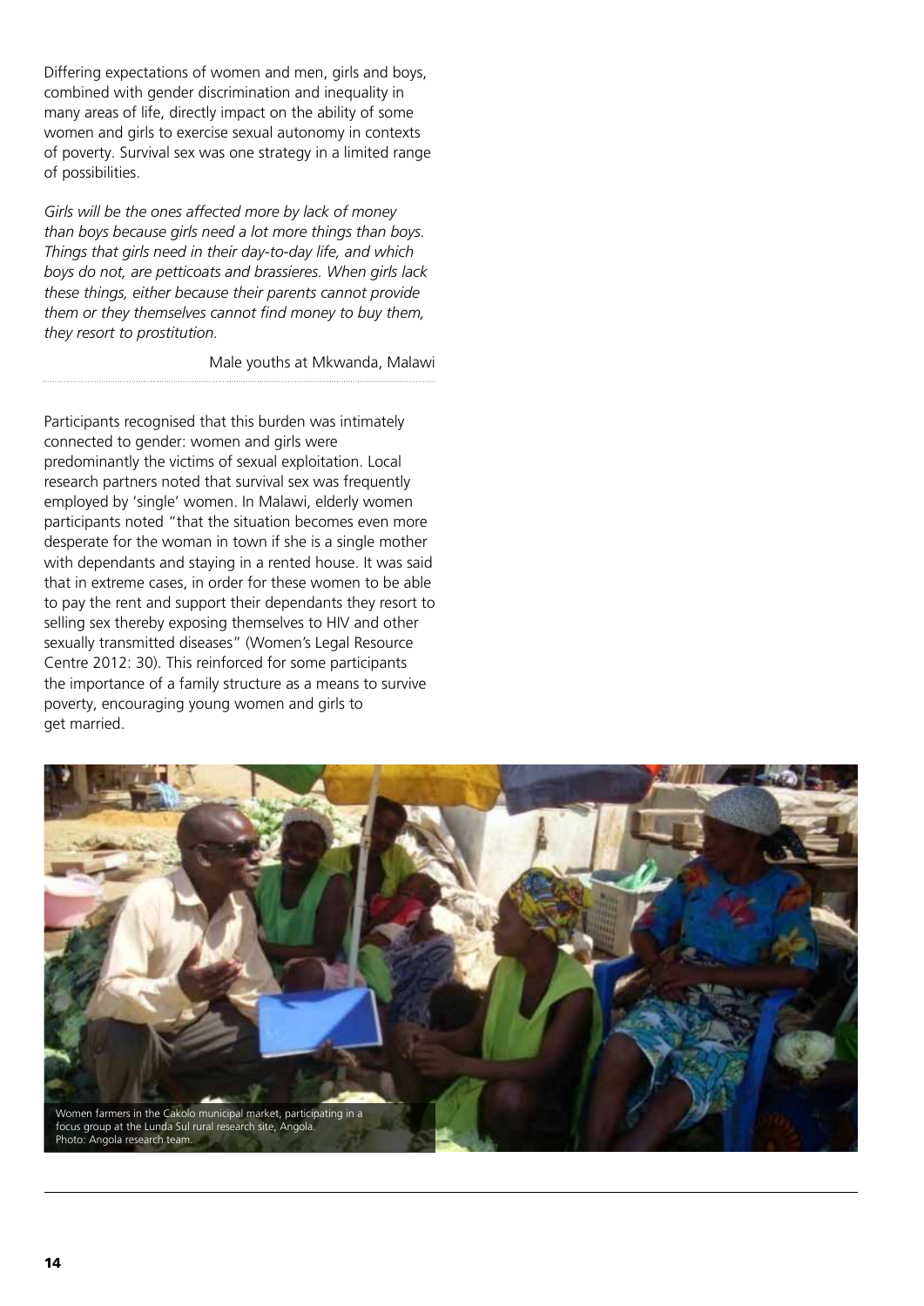Differing expectations of women and men, girls and boys, combined with gender discrimination and inequality in many areas of life, directly impact on the ability of some women and girls to exercise sexual autonomy in contexts of poverty. Survival sex was one strategy in a limited range of possibilities.

*Girls will be the ones affected more by lack of money than boys because girls need a lot more things than boys. Things that girls need in their day-to-day life, and which boys do not, are petticoats and brassieres. When girls lack these things, either because their parents cannot provide them or they themselves cannot find money to buy them, they resort to prostitution.*

Male youths at Mkwanda, Malawi

Participants recognised that this burden was intimately connected to gender: women and girls were predominantly the victims of sexual exploitation. Local research partners noted that survival sex was frequently employed by 'single' women. In Malawi, elderly women participants noted "that the situation becomes even more desperate for the woman in town if she is a single mother with dependants and staying in a rented house. It was said that in extreme cases, in order for these women to be able to pay the rent and support their dependants they resort to selling sex thereby exposing themselves to HIV and other sexually transmitted diseases" (Women's Legal Resource Centre 2012: 30). This reinforced for some participants the importance of a family structure as a means to survive poverty, encouraging young women and girls to get married.

Women farmers in the Cakolo municipal market, participating in a focus group at the Lunda Sul rural research site, Angola.
Photo: Angola research team.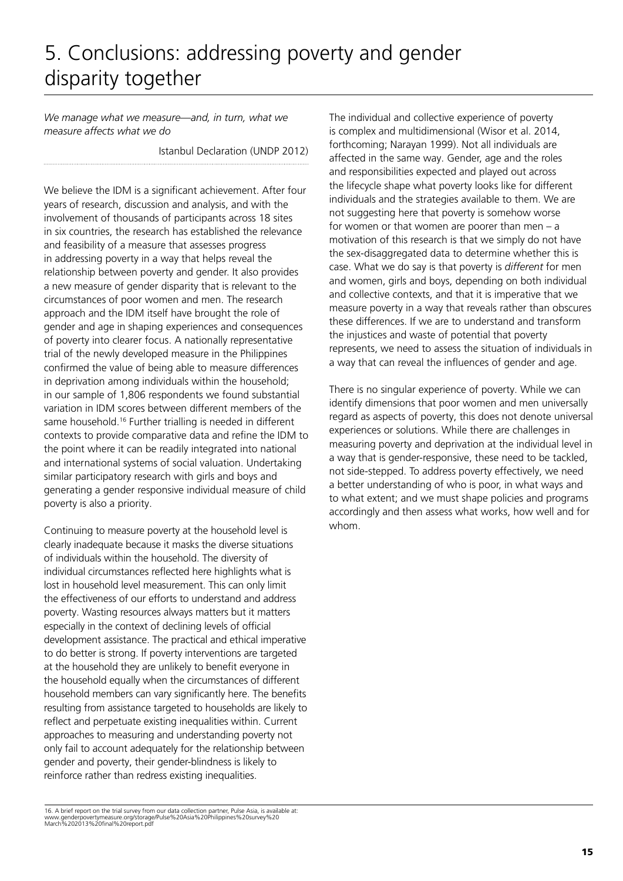# 5. Conclusions: addressing poverty and gender disparity together

*We manage what we measure—and, in turn, what we measure affects what we do*

Istanbul Declaration (UNDP 2012)

We believe the IDM is a significant achievement. After four years of research, discussion and analysis, and with the involvement of thousands of participants across 18 sites in six countries, the research has established the relevance and feasibility of a measure that assesses progress in addressing poverty in a way that helps reveal the relationship between poverty and gender. It also provides a new measure of gender disparity that is relevant to the circumstances of poor women and men. The research approach and the IDM itself have brought the role of gender and age in shaping experiences and consequences of poverty into clearer focus. A nationally representative trial of the newly developed measure in the Philippines confirmed the value of being able to measure differences in deprivation among individuals within the household; in our sample of 1,806 respondents we found substantial variation in IDM scores between different members of the same household.[16] Further trialling is needed in different contexts to provide comparative data and refine the IDM to the point where it can be readily integrated into national and international systems of social valuation. Undertaking similar participatory research with girls and boys and generating a gender responsive individual measure of child poverty is also a priority.

Continuing to measure poverty at the household level is clearly inadequate because it masks the diverse situations of individuals within the household. The diversity of individual circumstances reflected here highlights what is lost in household level measurement. This can only limit the effectiveness of our efforts to understand and address poverty. Wasting resources always matters but it matters especially in the context of declining levels of official development assistance. The practical and ethical imperative to do better is strong. If poverty interventions are targeted at the household they are unlikely to benefit everyone in the household equally when the circumstances of different household members can vary significantly here. The benefits resulting from assistance targeted to households are likely to reflect and perpetuate existing inequalities within. Current approaches to measuring and understanding poverty not only fail to account adequately for the relationship between gender and poverty, their gender-blindness is likely to reinforce rather than redress existing inequalities.

The individual and collective experience of poverty is complex and multidimensional (Wisor et al. 2014, forthcoming; Narayan 1999). Not all individuals are affected in the same way. Gender, age and the roles and responsibilities expected and played out across the lifecycle shape what poverty looks like for different individuals and the strategies available to them. We are not suggesting here that poverty is somehow worse for women or that women are poorer than men – a motivation of this research is that we simply do not have the sex-disaggregated data to determine whether this is case. What we do say is that poverty is *different* for men and women, girls and boys, depending on both individual and collective contexts, and that it is imperative that we measure poverty in a way that reveals rather than obscures these differences. If we are to understand and transform the injustices and waste of potential that poverty represents, we need to assess the situation of individuals in a way that can reveal the influences of gender and age.

There is no singular experience of poverty. While we can identify dimensions that poor women and men universally regard as aspects of poverty, this does not denote universal experiences or solutions. While there are challenges in measuring poverty and deprivation at the individual level in a way that is gender-responsive, these need to be tackled, not side-stepped. To address poverty effectively, we need a better understanding of who is poor, in what ways and to what extent; and we must shape policies and programs accordingly and then assess what works, how well and for whom.

16. A brief report on the trial survey from our data collection partner, Pulse Asia, is available at: www.genderpovertymeasure.org/storage/Pulse%20Asia%20Philippines%20survey%20March%202013%20final%20report.pdf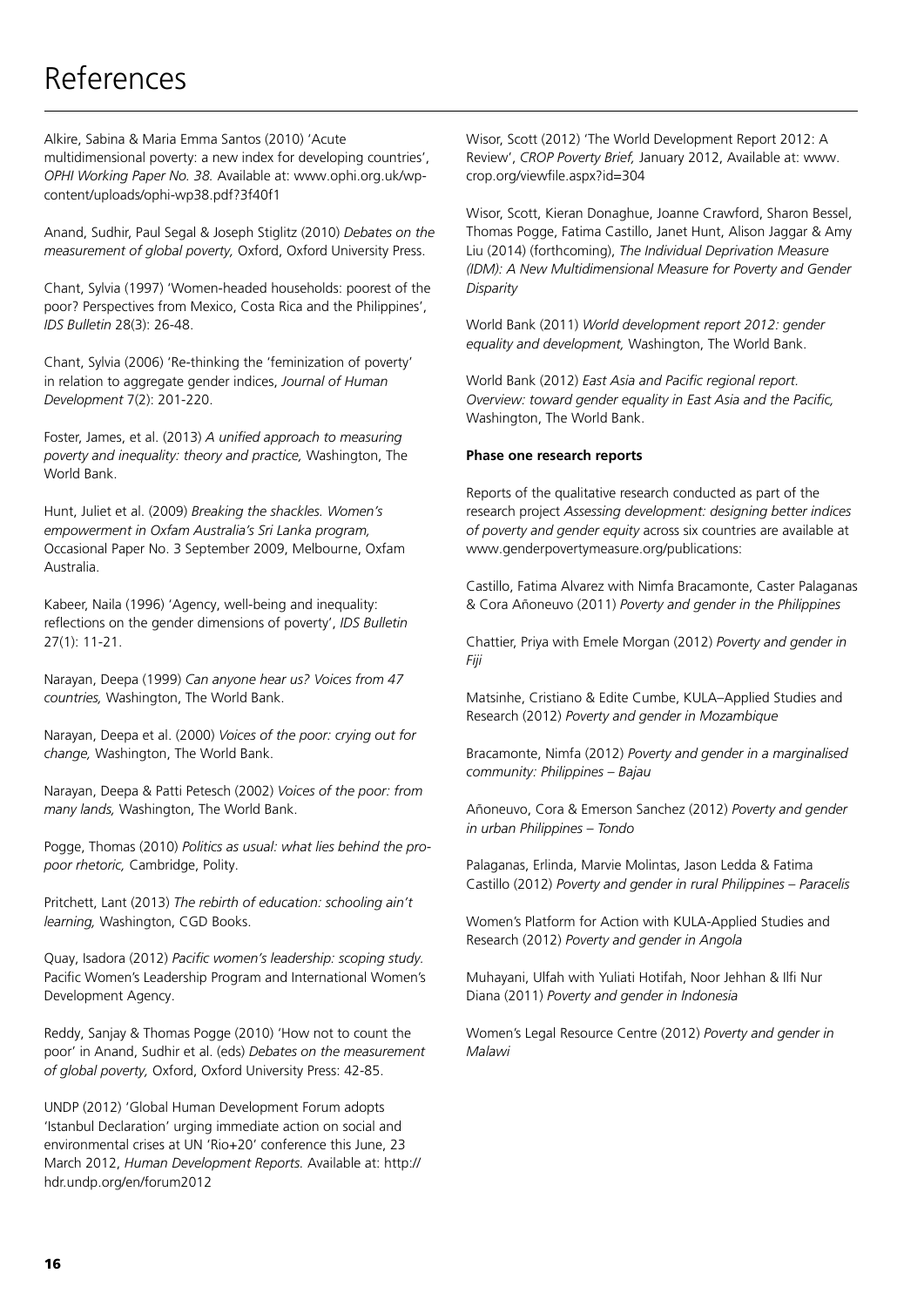# References

Alkire, Sabina & Maria Emma Santos (2010) 'Acute multidimensional poverty: a new index for developing countries', *OPHI Working Paper No. 38.* Available at: www.ophi.org.uk/wp-content/uploads/ophi-wp38.pdf?3f40f1

Anand, Sudhir, Paul Segal & Joseph Stiglitz (2010) *Debates on the measurement of global poverty,* Oxford, Oxford University Press.

Chant, Sylvia (1997) 'Women-headed households: poorest of the poor? Perspectives from Mexico, Costa Rica and the Philippines', *IDS Bulletin* 28(3): 26-48.

Chant, Sylvia (2006) 'Re-thinking the 'feminization of poverty' in relation to aggregate gender indices, *Journal of Human Development* 7(2): 201-220.

Foster, James, et al. (2013) *A unified approach to measuring poverty and inequality: theory and practice,* Washington, The World Bank.

Hunt, Juliet et al. (2009) *Breaking the shackles. Women's empowerment in Oxfam Australia's Sri Lanka program,* Occasional Paper No. 3 September 2009, Melbourne, Oxfam Australia.

Kabeer, Naila (1996) 'Agency, well-being and inequality: reflections on the gender dimensions of poverty', *IDS Bulletin* 27(1): 11-21.

Narayan, Deepa (1999) *Can anyone hear us? Voices from 47 countries,* Washington, The World Bank.

Narayan, Deepa et al. (2000) *Voices of the poor: crying out for change,* Washington, The World Bank.

Narayan, Deepa & Patti Petesch (2002) *Voices of the poor: from many lands,* Washington, The World Bank.

Pogge, Thomas (2010) *Politics as usual: what lies behind the pro-poor rhetoric,* Cambridge, Polity.

Pritchett, Lant (2013) *The rebirth of education: schooling ain't learning,* Washington, CGD Books.

Quay, Isadora (2012) *Pacific women's leadership: scoping study.* Pacific Women's Leadership Program and International Women's Development Agency.

Reddy, Sanjay & Thomas Pogge (2010) 'How not to count the poor' in Anand, Sudhir et al. (eds) *Debates on the measurement of global poverty,* Oxford, Oxford University Press: 42-85.

UNDP (2012) 'Global Human Development Forum adopts 'Istanbul Declaration' urging immediate action on social and environmental crises at UN 'Rio+20' conference this June, 23 March 2012, *Human Development Reports.* Available at: http://hdr.undp.org/en/forum2012

Wisor, Scott (2012) 'The World Development Report 2012: A Review', *CROP Poverty Brief,* January 2012, Available at: www.crop.org/viewfile.aspx?id=304

Wisor, Scott, Kieran Donaghue, Joanne Crawford, Sharon Bessel, Thomas Pogge, Fatima Castillo, Janet Hunt, Alison Jaggar & Amy Liu (2014) (forthcoming), *The Individual Deprivation Measure (IDM): A New Multidimensional Measure for Poverty and Gender Disparity*

World Bank (2011) *World development report 2012: gender equality and development,* Washington, The World Bank.

World Bank (2012) *East Asia and Pacific regional report. Overview: toward gender equality in East Asia and the Pacific,* Washington, The World Bank.

**Phase one research reports**

Reports of the qualitative research conducted as part of the research project *Assessing development: designing better indices of poverty and gender equity* across six countries are available at www.genderpovertymeasure.org/publications:

Castillo, Fatima Alvarez with Nimfa Bracamonte, Caster Palaganas & Cora Añoneuvo (2011) *Poverty and gender in the Philippines*

Chattier, Priya with Emele Morgan (2012) *Poverty and gender in Fiji*

Matsinhe, Cristiano & Edite Cumbe, KULA–Applied Studies and Research (2012) *Poverty and gender in Mozambique*

Bracamonte, Nimfa (2012) *Poverty and gender in a marginalised community: Philippines – Bajau*

Añoneuvo, Cora & Emerson Sanchez (2012) *Poverty and gender in urban Philippines – Tondo*

Palaganas, Erlinda, Marvie Molintas, Jason Ledda & Fatima Castillo (2012) *Poverty and gender in rural Philippines – Paracelis*

Women's Platform for Action with KULA-Applied Studies and Research (2012) *Poverty and gender in Angola*

Muhayani, Ulfah with Yuliati Hotifah, Noor Jehhan & Ilfi Nur Diana (2011) *Poverty and gender in Indonesia*

Women's Legal Resource Centre (2012) *Poverty and gender in Malawi*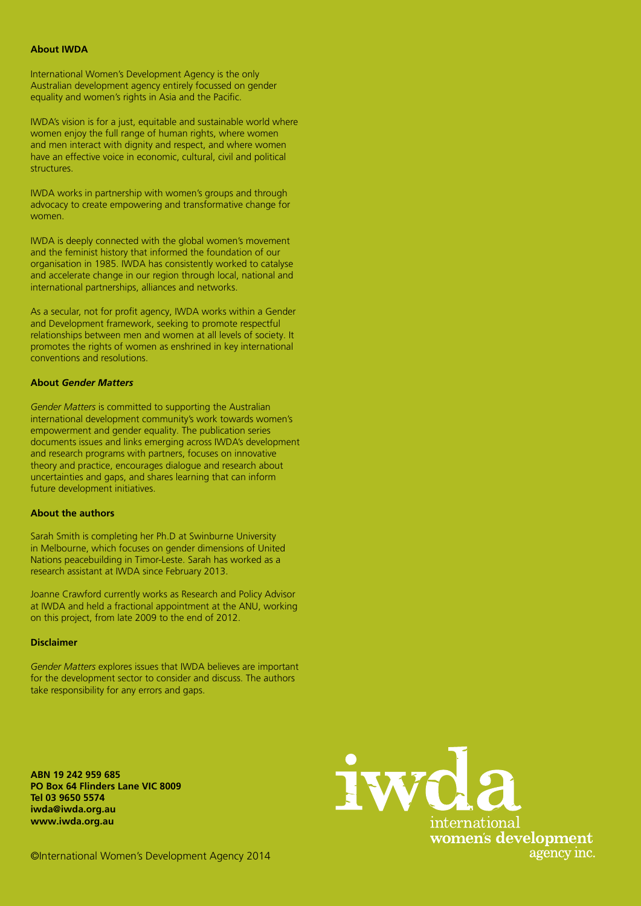**About IWDA**

International Women's Development Agency is the only Australian development agency entirely focussed on gender equality and women's rights in Asia and the Pacific.

IWDA's vision is for a just, equitable and sustainable world where women enjoy the full range of human rights, where women and men interact with dignity and respect, and where women have an effective voice in economic, cultural, civil and political structures.

IWDA works in partnership with women's groups and through advocacy to create empowering and transformative change for women.

IWDA is deeply connected with the global women's movement and the feminist history that informed the foundation of our organisation in 1985. IWDA has consistently worked to catalyse and accelerate change in our region through local, national and international partnerships, alliances and networks.

As a secular, not for profit agency, IWDA works within a Gender and Development framework, seeking to promote respectful relationships between men and women at all levels of society. It promotes the rights of women as enshrined in key international conventions and resolutions.

**About *Gender Matters***

*Gender Matters* is committed to supporting the Australian international development community's work towards women's empowerment and gender equality. The publication series documents issues and links emerging across IWDA's development and research programs with partners, focuses on innovative theory and practice, encourages dialogue and research about uncertainties and gaps, and shares learning that can inform future development initiatives.

**About the authors**

Sarah Smith is completing her Ph.D at Swinburne University in Melbourne, which focuses on gender dimensions of United Nations peacebuilding in Timor-Leste. Sarah has worked as a research assistant at IWDA since February 2013.

Joanne Crawford currently works as Research and Policy Advisor at IWDA and held a fractional appointment at the ANU, working on this project, from late 2009 to the end of 2012.

**Disclaimer**

*Gender Matters* explores issues that IWDA believes are important for the development sector to consider and discuss. The authors take responsibility for any errors and gaps.

**ABN 19 242 959 685**
**PO Box 64 Flinders Lane VIC 8009**
**Tel 03 9650 5574**
**iwda@iwda.org.au**
**www.iwda.org.au**

iwda
international
**women's development**
agency inc.

©International Women's Development Agency 2014